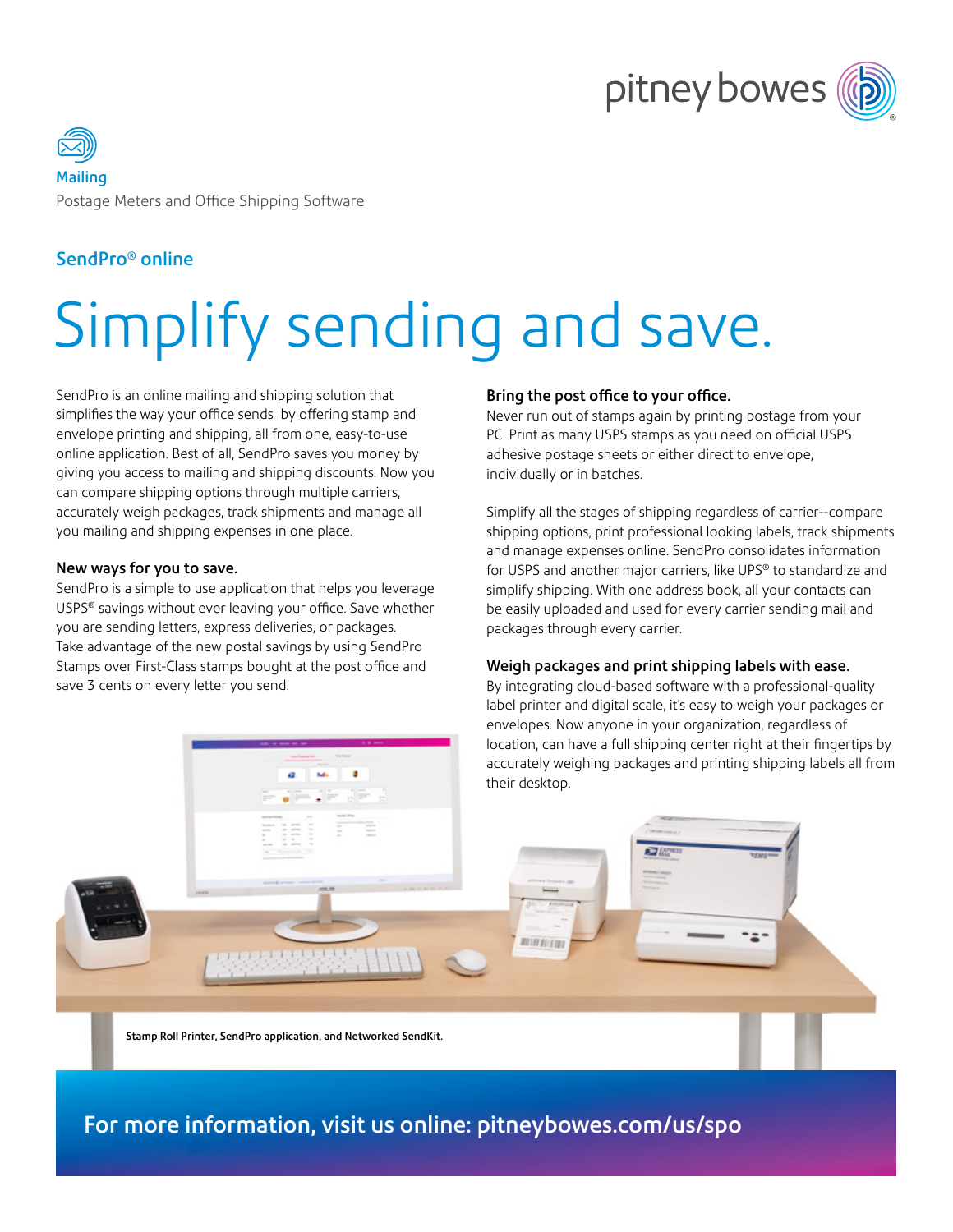Mailing

Postage Meters and Office Shipping Software

## SendPro® online

# Simplify sending and save.

SendPro is an online mailing and shipping solution that simplifies the way your office sends by offering stamp and envelope printing and shipping, all from one, easy-to-use online application. Best of all, SendPro saves you money by giving you access to mailing and shipping discounts. Now you can compare shipping options through multiple carriers, accurately weigh packages, track shipments and manage all you mailing and shipping expenses in one place.

### New ways for you to save.

SendPro is a simple to use application that helps you leverage USPS® savings without ever leaving your office. Save whether you are sending letters, express deliveries, or packages. Take advantage of the new postal savings by using SendPro Stamps over First-Class stamps bought at the post office and save 3 cents on every letter you send.

### Bring the post office to your office.

Never run out of stamps again by printing postage from your PC. Print as many USPS stamps as you need on official USPS adhesive postage sheets or either direct to envelope, individually or in batches.

Simplify all the stages of shipping regardless of carrier--compare shipping options, print professional looking labels, track shipments and manage expenses online. SendPro consolidates information for USPS and another major carriers, like UPS® to standardize and simplify shipping. With one address book, all your contacts can be easily uploaded and used for every carrier sending mail and packages through every carrier.

### Weigh packages and print shipping labels with ease.

By integrating cloud-based software with a professional-quality label printer and digital scale, it's easy to weigh your packages or envelopes. Now anyone in your organization, regardless of location, can have a full shipping center right at their fingertips by accurately weighing packages and printing shipping labels all from their desktop.

**Stamp Roll Printer, SendPro application, and Networked SendKit.**

**For more information, visit us online: pitneybowes.com/us/spo**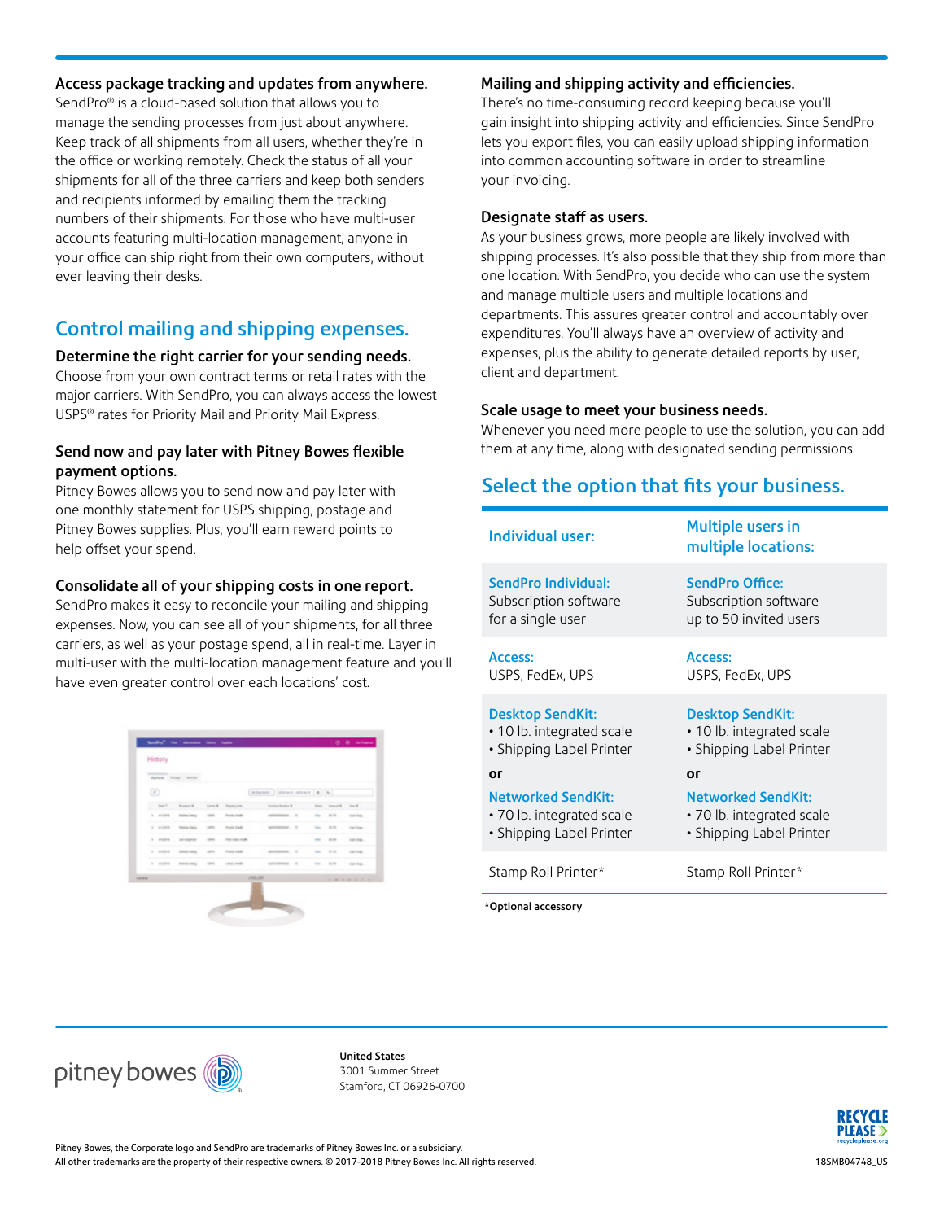### Access package tracking and updates from anywhere.

SendPro® is a cloud-based solution that allows you to manage the sending processes from just about anywhere. Keep track of all shipments from all users, whether they're in the office or working remotely. Check the status of all your shipments for all of the three carriers and keep both senders and recipients informed by emailing them the tracking numbers of their shipments. For those who have multi-user accounts featuring multi-location management, anyone in your office can ship right from their own computers, without ever leaving their desks.

## Control mailing and shipping expenses.

### Determine the right carrier for your sending needs.

Choose from your own contract terms or retail rates with the major carriers. With SendPro, you can always access the lowest USPS® rates for Priority Mail and Priority Mail Express.

### Send now and pay later with Pitney Bowes flexible payment options.

Pitney Bowes allows you to send now and pay later with one monthly statement for USPS shipping, postage and Pitney Bowes supplies. Plus, you'll earn reward points to help offset your spend.

### Consolidate all of your shipping costs in one report.

SendPro makes it easy to reconcile your mailing and shipping expenses. Now, you can see all of your shipments, for all three carriers, as well as your postage spend, all in real-time. Layer in multi-user with the multi-location management feature and you'll have even greater control over each locations' cost.

### Mailing and shipping activity and efficiencies.

There's no time-consuming record keeping because you'll gain insight into shipping activity and efficiencies. Since SendPro lets you export files, you can easily upload shipping information into common accounting software in order to streamline your invoicing.

### Designate staff as users.

As your business grows, more people are likely involved with shipping processes. It's also possible that they ship from more than one location. With SendPro, you decide who can use the system and manage multiple users and multiple locations and departments. This assures greater control and accountably over expenditures. You'll always have an overview of activity and expenses, plus the ability to generate detailed reports by user, client and department.

### Scale usage to meet your business needs.

Whenever you need more people to use the solution, you can add them at any time, along with designated sending permissions.

## Select the option that fits your business.

| Individual user: | Multiple users in multiple locations: |
|---|---|
| **SendPro Individual:** Subscription software for a single user | **SendPro Office:** Subscription software up to 50 invited users |
| **Access:** USPS, FedEx, UPS | **Access:** USPS, FedEx, UPS |
| **Desktop SendKit:** • 10 lb. integrated scale • Shipping Label Printer **or** **Networked SendKit:** • 70 lb. integrated scale • Shipping Label Printer | **Desktop SendKit:** • 10 lb. integrated scale • Shipping Label Printer **or** **Networked SendKit:** • 70 lb. integrated scale • Shipping Label Printer |
| Stamp Roll Printer* | Stamp Roll Printer* |

*Optional accessory

**United States**
3001 Summer Street
Stamford, CT 06926-0700

Pitney Bowes, the Corporate logo and SendPro are trademarks of Pitney Bowes Inc. or a subsidiary.
All other trademarks are the property of their respective owners. © 2017-2018 Pitney Bowes Inc. All rights reserved.

18SMB04748_US